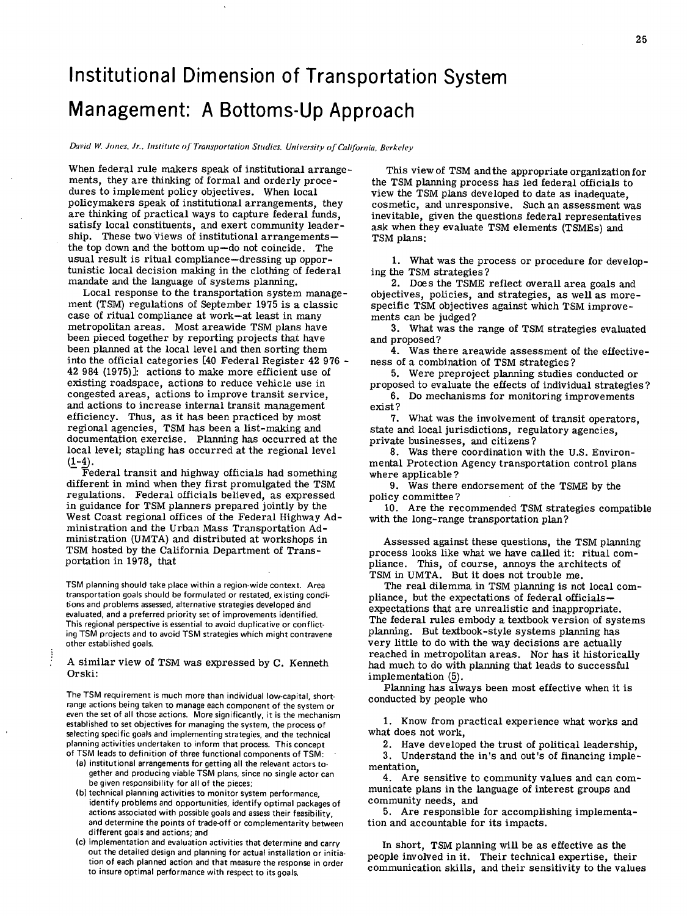# Institutional Dimension of Transportation System Management: A Bottoms-Up Approach

*David W. Jones, Jr., Institute of Transportation Studies, University of California, Berkeley*

When federal rule makers speak of institutional arrangements, they are thinking of formal and orderly procedures to implement policy objectives. When local policymakers speak of institutional arrangements, they are thinking of practical ways to capture federal funds, satisfy local constituents, and exert community leadership. These two views of institutional arrangements—the top down and the bottom up—do not coincide. The usual result is ritual compliance—dressing up opportunistic local decision making in the clothing of federal mandate and the language of systems planning.

Local response to the transportation system management (TSM) regulations of September 1975 is a classic case of ritual compliance at work—at least in many metropolitan areas. Most areawide TSM plans have been pieced together by reporting projects that have been planned at the local level and then sorting them into the official categories [40 Federal Register 42 976 - 42 984 (1975)]: actions to make more efficient use of existing roadspace, actions to reduce vehicle use in congested areas, actions to improve transit service, and actions to increase internal transit management efficiency. Thus, as it has been practiced by most regional agencies, TSM has been a list-making and documentation exercise. Planning has occurred at the local level; stapling has occurred at the regional level (1-4).

Federal transit and highway officials had something different in mind when they first promulgated the TSM regulations. Federal officials believed, as expressed in guidance for TSM planners prepared jointly by the West Coast regional offices of the Federal Highway Administration and the Urban Mass Transportation Administration (UMTA) and distributed at workshops in TSM hosted by the California Department of Transportation in 1978, that

> TSM planning should take place within a region-wide context. Area transportation goals should be formulated or restated, existing conditions and problems assessed, alternative strategies developed and evaluated, and a preferred priority set of improvements identified. This regional perspective is essential to avoid duplicative or conflicting TSM projects and to avoid TSM strategies which might contravene other established goals.

A similar view of TSM was expressed by C. Kenneth Orski:

> The TSM requirement is much more than individual low-capital, short-range actions being taken to manage each component of the system or even the set of all those actions. More significantly, it is the mechanism established to set objectives for managing the system, the process of selecting specific goals and implementing strategies, and the technical planning activities undertaken to inform that process. This concept of TSM leads to definition of three functional components of TSM:
>
> (a) institutional arrangements for getting all the relevant actors together and producing viable TSM plans, since no single actor can be given responsibility for all of the pieces;
>
> (b) technical planning activities to monitor system performance, identify problems and opportunities, identify optimal packages of actions associated with possible goals and assess their feasibility, and determine the points of trade-off or complementarity between different goals and actions; and
>
> (c) implementation and evaluation activities that determine and carry out the detailed design and planning for actual installation or initiation of each planned action and that measure the response in order to insure optimal performance with respect to its goals.

This view of TSM and the appropriate organization for the TSM planning process has led federal officials to view the TSM plans developed to date as inadequate, cosmetic, and unresponsive. Such an assessment was inevitable, given the questions federal representatives ask when they evaluate TSM elements (TSMEs) and TSM plans:

1. What was the process or procedure for developing the TSM strategies?
2. Does the TSME reflect overall area goals and objectives, policies, and strategies, as well as more-specific TSM objectives against which TSM improvements can be judged?
3. What was the range of TSM strategies evaluated and proposed?
4. Was there areawide assessment of the effectiveness of a combination of TSM strategies?
5. Were preproject planning studies conducted or proposed to evaluate the effects of individual strategies?
6. Do mechanisms for monitoring improvements exist?
7. What was the involvement of transit operators, state and local jurisdictions, regulatory agencies, private businesses, and citizens?
8. Was there coordination with the U.S. Environmental Protection Agency transportation control plans where applicable?
9. Was there endorsement of the TSME by the policy committee?
10. Are the recommended TSM strategies compatible with the long-range transportation plan?

Assessed against these questions, the TSM planning process looks like what we have called it: ritual compliance. This, of course, annoys the architects of TSM in UMTA. But it does not trouble me.

The real dilemma in TSM planning is not local compliance, but the expectations of federal officials—expectations that are unrealistic and inappropriate. The federal rules embody a textbook version of systems planning. But textbook-style systems planning has very little to do with the way decisions are actually reached in metropolitan areas. Nor has it historically had much to do with planning that leads to successful implementation (5).

Planning has always been most effective when it is conducted by people who

1. Know from practical experience what works and what does not work,
2. Have developed the trust of political leadership,
3. Understand the in's and out's of financing implementation,
4. Are sensitive to community values and can communicate plans in the language of interest groups and community needs, and
5. Are responsible for accomplishing implementation and accountable for its impacts.

In short, TSM planning will be as effective as the people involved in it. Their technical expertise, their communication skills, and their sensitivity to the values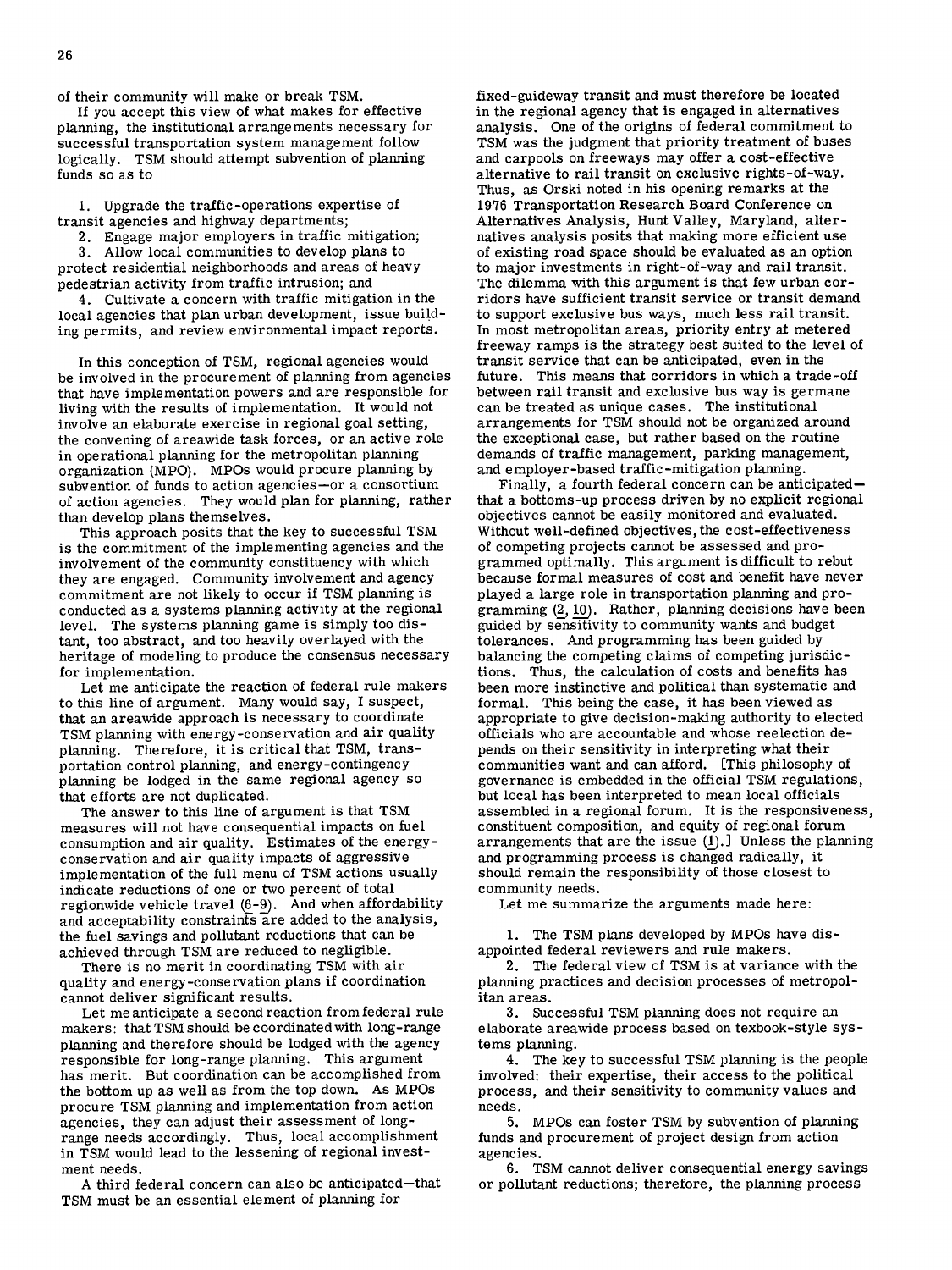of their community will make or break TSM.

If you accept this view of what makes for effective planning, the institutional arrangements necessary for successful transportation system management follow logically. TSM should attempt subvention of planning funds so as to

1. Upgrade the traffic-operations expertise of transit agencies and highway departments;
2. Engage major employers in traffic mitigation;
3. Allow local communities to develop plans to protect residential neighborhoods and areas of heavy pedestrian activity from traffic intrusion; and
4. Cultivate a concern with traffic mitigation in the local agencies that plan urban development, issue building permits, and review environmental impact reports.

In this conception of TSM, regional agencies would be involved in the procurement of planning from agencies that have implementation powers and are responsible for living with the results of implementation. It would not involve an elaborate exercise in regional goal setting, the convening of areawide task forces, or an active role in operational planning for the metropolitan planning organization (MPO). MPOs would procure planning by subvention of funds to action agencies—or a consortium of action agencies. They would plan for planning, rather than develop plans themselves.

This approach posits that the key to successful TSM is the commitment of the implementing agencies and the involvement of the community constituency with which they are engaged. Community involvement and agency commitment are not likely to occur if TSM planning is conducted as a systems planning activity at the regional level. The systems planning game is simply too distant, too abstract, and too heavily overlayed with the heritage of modeling to produce the consensus necessary for implementation.

Let me anticipate the reaction of federal rule makers to this line of argument. Many would say, I suspect, that an areawide approach is necessary to coordinate TSM planning with energy-conservation and air quality planning. Therefore, it is critical that TSM, transportation control planning, and energy-contingency planning be lodged in the same regional agency so that efforts are not duplicated.

The answer to this line of argument is that TSM measures will not have consequential impacts on fuel consumption and air quality. Estimates of the energy-conservation and air quality impacts of aggressive implementation of the full menu of TSM actions usually indicate reductions of one or two percent of total regionwide vehicle travel (6-9). And when affordability and acceptability constraints are added to the analysis, the fuel savings and pollutant reductions that can be achieved through TSM are reduced to negligible.

There is no merit in coordinating TSM with air quality and energy-conservation plans if coordination cannot deliver significant results.

Let me anticipate a second reaction from federal rule makers: that TSM should be coordinated with long-range planning and therefore should be lodged with the agency responsible for long-range planning. This argument has merit. But coordination can be accomplished from the bottom up as well as from the top down. As MPOs procure TSM planning and implementation from action agencies, they can adjust their assessment of long-range needs accordingly. Thus, local accomplishment in TSM would lead to the lessening of regional investment needs.

A third federal concern can also be anticipated—that TSM must be an essential element of planning for fixed-guideway transit and must therefore be located in the regional agency that is engaged in alternatives analysis. One of the origins of federal commitment to TSM was the judgment that priority treatment of buses and carpools on freeways may offer a cost-effective alternative to rail transit on exclusive rights-of-way. Thus, as Orski noted in his opening remarks at the 1976 Transportation Research Board Conference on Alternatives Analysis, Hunt Valley, Maryland, alternatives analysis posits that making more efficient use of existing road space should be evaluated as an option to major investments in right-of-way and rail transit. The dilemma with this argument is that few urban corridors have sufficient transit service or transit demand to support exclusive bus ways, much less rail transit. In most metropolitan areas, priority entry at metered freeway ramps is the strategy best suited to the level of transit service that can be anticipated, even in the future. This means that corridors in which a trade-off between rail transit and exclusive bus way is germane can be treated as unique cases. The institutional arrangements for TSM should not be organized around the exceptional case, but rather based on the routine demands of traffic management, parking management, and employer-based traffic-mitigation planning.

Finally, a fourth federal concern can be anticipated—that a bottoms-up process driven by no explicit regional objectives cannot be easily monitored and evaluated. Without well-defined objectives, the cost-effectiveness of competing projects cannot be assessed and programmed optimally. This argument is difficult to rebut because formal measures of cost and benefit have never played a large role in transportation planning and programming (2, 10). Rather, planning decisions have been guided by sensitivity to community wants and budget tolerances. And programming has been guided by balancing the competing claims of competing jurisdictions. Thus, the calculation of costs and benefits has been more instinctive and political than systematic and formal. This being the case, it has been viewed as appropriate to give decision-making authority to elected officials who are accountable and whose reelection depends on their sensitivity in interpreting what their communities want and can afford. [This philosophy of governance is embedded in the official TSM regulations, but local has been interpreted to mean local officials assembled in a regional forum. It is the responsiveness, constituent composition, and equity of regional forum arrangements that are the issue (1).] Unless the planning and programming process is changed radically, it should remain the responsibility of those closest to community needs.

Let me summarize the arguments made here:

1. The TSM plans developed by MPOs have disappointed federal reviewers and rule makers.
2. The federal view of TSM is at variance with the planning practices and decision processes of metropolitan areas.
3. Successful TSM planning does not require an elaborate areawide process based on texbook-style systems planning.
4. The key to successful TSM planning is the people involved: their expertise, their access to the political process, and their sensitivity to community values and needs.
5. MPOs can foster TSM by subvention of planning funds and procurement of project design from action agencies.
6. TSM cannot deliver consequential energy savings or pollutant reductions; therefore, the planning process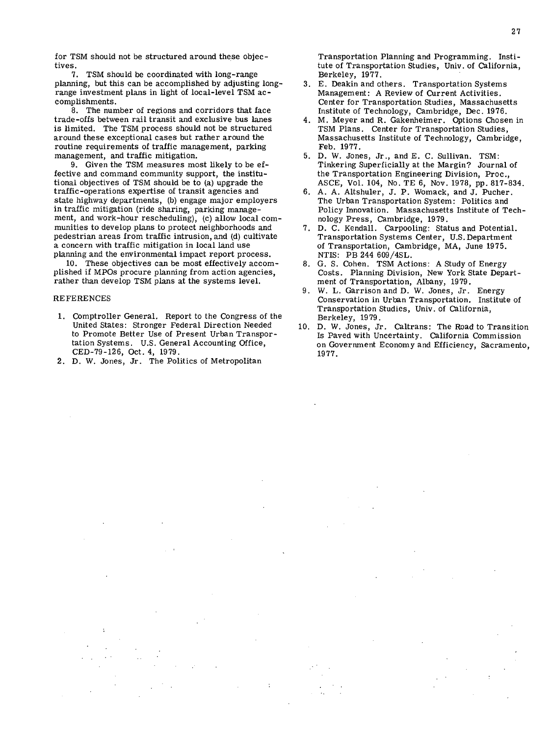for TSM should not be structured around these objectives.

7. TSM should be coordinated with long-range planning, but this can be accomplished by adjusting long-range investment plans in light of local-level TSM accomplishments.

8. The number of regions and corridors that face trade-offs between rail transit and exclusive bus lanes is limited. The TSM process should not be structured around these exceptional cases but rather around the routine requirements of traffic management, parking management, and traffic mitigation.

9. Given the TSM measures most likely to be effective and command community support, the institutional objectives of TSM should be to (a) upgrade the traffic-operations expertise of transit agencies and state highway departments, (b) engage major employers in traffic mitigation (ride sharing, parking management, and work-hour rescheduling), (c) allow local communities to develop plans to protect neighborhoods and pedestrian areas from traffic intrusion, and (d) cultivate a concern with traffic mitigation in local land use planning and the environmental impact report process.

10. These objectives can be most effectively accomplished if MPOs procure planning from action agencies, rather than develop TSM plans at the systems level.

## REFERENCES

1. Comptroller General. Report to the Congress of the United States: Stronger Federal Direction Needed to Promote Better Use of Present Urban Transportation Systems. U.S. General Accounting Office, CED-79-126, Oct. 4, 1979.
2. D. W. Jones, Jr. The Politics of Metropolitan Transportation Planning and Programming. Institute of Transportation Studies, Univ. of California, Berkeley, 1977.
3. E. Deakin and others. Transportation Systems Management: A Review of Current Activities. Center for Transportation Studies, Massachusetts Institute of Technology, Cambridge, Dec. 1976.
4. M. Meyer and R. Gakenheimer. Options Chosen in TSM Plans. Center for Transportation Studies, Massachusetts Institute of Technology, Cambridge, Feb. 1977.
5. D. W. Jones, Jr., and E. C. Sullivan. TSM: Tinkering Superficially at the Margin? Journal of the Transportation Engineering Division, Proc., ASCE, Vol. 104, No. TE 6, Nov. 1978, pp. 817-834.
6. A. A. Altshuler, J. P. Womack, and J. Pucher. The Urban Transportation System: Politics and Policy Innovation. Massachusetts Institute of Technology Press, Cambridge, 1979.
7. D. C. Kendall. Carpooling: Status and Potential. Transportation Systems Center, U.S. Department of Transportation, Cambridge, MA, June 1975. NTIS: PB 244 609/4SL.
8. G. S. Cohen. TSM Actions: A Study of Energy Costs. Planning Division, New York State Department of Transportation, Albany, 1979.
9. W. L. Garrison and D. W. Jones, Jr. Energy Conservation in Urban Transportation. Institute of Transportation Studies, Univ. of California, Berkeley, 1979.
10. D. W. Jones, Jr. Caltrans: The Road to Transition Is Paved with Uncertainty. California Commission on Government Economy and Efficiency, Sacramento, 1977.